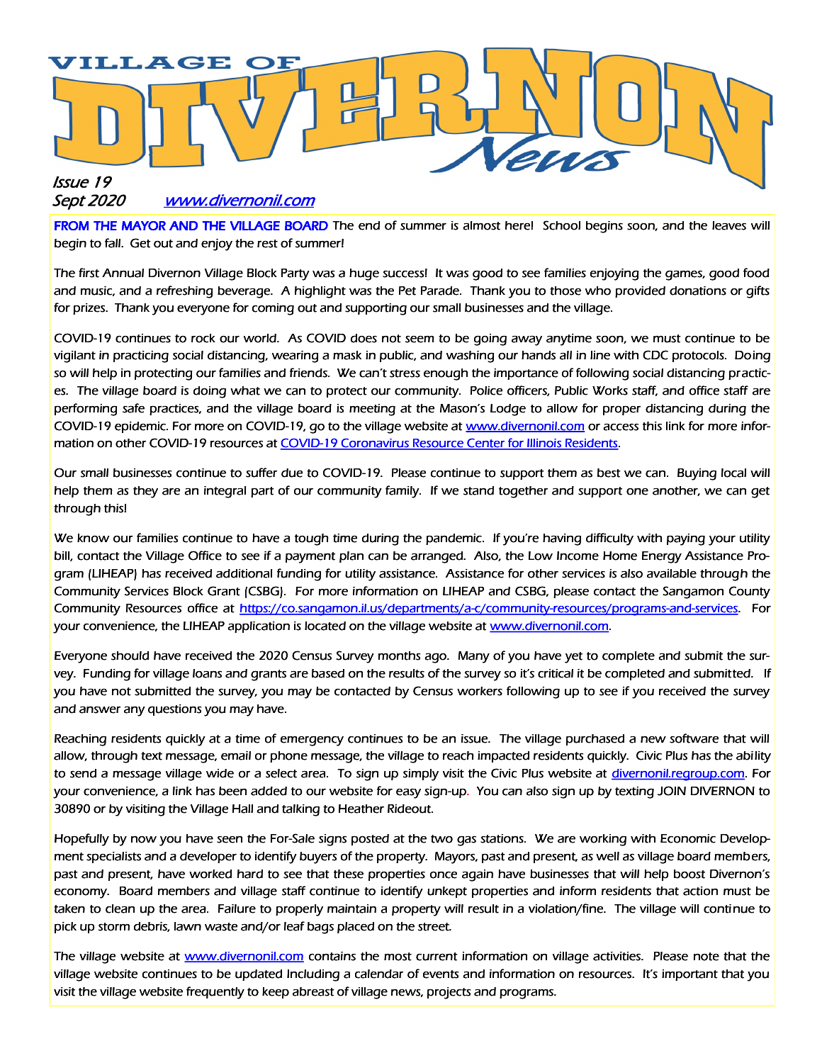# VILLAGE OF DIVERNON *News*

*Issue 19*
*Sept 2020* [www.divernonil.com](www.divernonil.com)

**FROM THE MAYOR AND THE VILLAGE BOARD** The end of summer is almost here! School begins soon, and the leaves will begin to fall. Get out and enjoy the rest of summer!

The first Annual Divernon Village Block Party was a huge success! It was good to see families enjoying the games, good food and music, and a refreshing beverage. A highlight was the Pet Parade. Thank you to those who provided donations or gifts for prizes. Thank you everyone for coming out and supporting our small businesses and the village.

COVID-19 continues to rock our world. As COVID does not seem to be going away anytime soon, we must continue to be vigilant in practicing social distancing, wearing a mask in public, and washing our hands all in line with CDC protocols. Doing so will help in protecting our families and friends. We can't stress enough the importance of following social distancing practices. The village board is doing what we can to protect our community. Police officers, Public Works staff, and office staff are performing safe practices, and the village board is meeting at the Mason's Lodge to allow for proper distancing during the COVID-19 epidemic. For more on COVID-19, go to the village website at [www.divernonil.com](www.divernonil.com) or access this link for more information on other COVID-19 resources at [COVID-19 Coronavirus Resource Center for Illinois Residents]().

Our small businesses continue to suffer due to COVID-19. Please continue to support them as best we can. Buying local will help them as they are an integral part of our community family. If we stand together and support one another, we can get through this!

We know our families continue to have a tough time during the pandemic. If you're having difficulty with paying your utility bill, contact the Village Office to see if a payment plan can be arranged. Also, the Low Income Home Energy Assistance Program (LIHEAP) has received additional funding for utility assistance. Assistance for other services is also available through the Community Services Block Grant (CSBG). For more information on LIHEAP and CSBG, please contact the Sangamon County Community Resources office at [https://co.sangamon.il.us/departments/a-c/community-resources/programs-and-services](https://co.sangamon.il.us/departments/a-c/community-resources/programs-and-services). For your convenience, the LIHEAP application is located on the village website at [www.divernonil.com](www.divernonil.com).

Everyone should have received the 2020 Census Survey months ago. Many of you have yet to complete and submit the survey. Funding for village loans and grants are based on the results of the survey so it's critical it be completed and submitted. If you have not submitted the survey, you may be contacted by Census workers following up to see if you received the survey and answer any questions you may have.

Reaching residents quickly at a time of emergency continues to be an issue. The village purchased a new software that will allow, through text message, email or phone message, the village to reach impacted residents quickly. Civic Plus has the ability to send a message village wide or a select area. To sign up simply visit the Civic Plus website at [divernonil.regroup.com](divernonil.regroup.com). For your convenience, a link has been added to our website for easy sign-up. You can also sign up by texting JOIN DIVERNON to 30890 or by visiting the Village Hall and talking to Heather Rideout.

Hopefully by now you have seen the For-Sale signs posted at the two gas stations. We are working with Economic Development specialists and a developer to identify buyers of the property. Mayors, past and present, as well as village board members, past and present, have worked hard to see that these properties once again have businesses that will help boost Divernon's economy. Board members and village staff continue to identify unkept properties and inform residents that action must be taken to clean up the area. Failure to properly maintain a property will result in a violation/fine. The village will continue to pick up storm debris, lawn waste and/or leaf bags placed on the street.

The village website at [www.divernonil.com](www.divernonil.com) contains the most current information on village activities. Please note that the village website continues to be updated Including a calendar of events and information on resources. It's important that you visit the village website frequently to keep abreast of village news, projects and programs.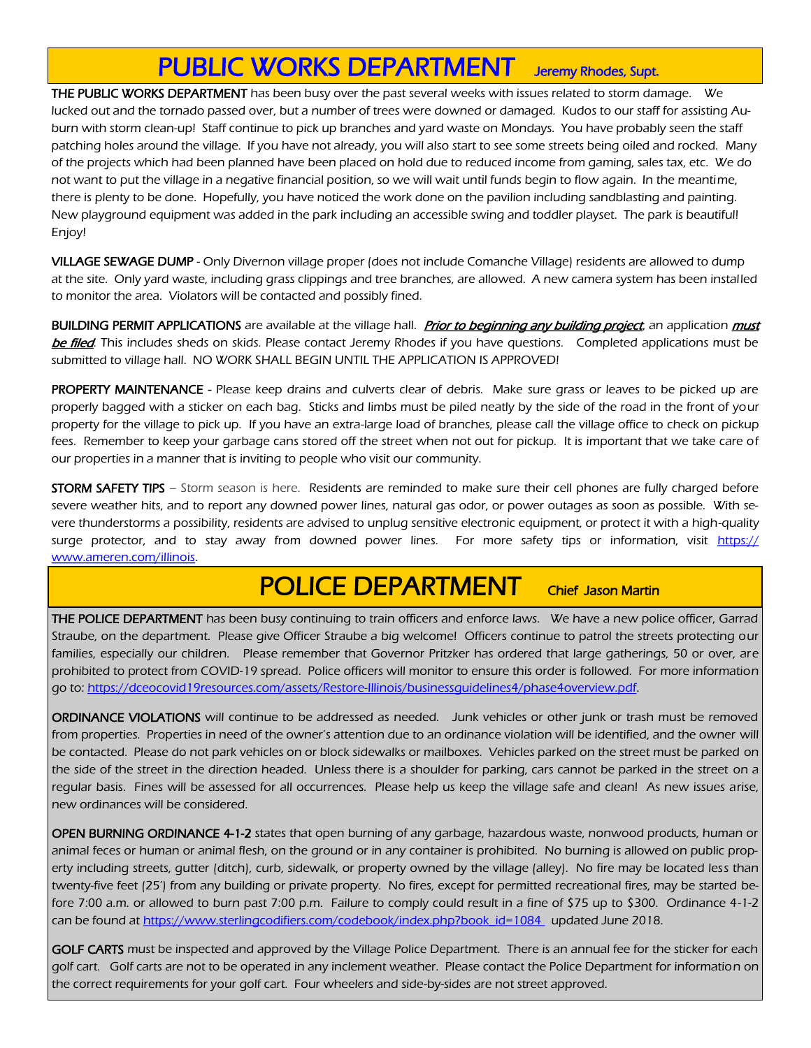# PUBLIC WORKS DEPARTMENT Jeremy Rhodes, Supt.

**THE PUBLIC WORKS DEPARTMENT** has been busy over the past several weeks with issues related to storm damage. We lucked out and the tornado passed over, but a number of trees were downed or damaged. Kudos to our staff for assisting Auburn with storm clean-up! Staff continue to pick up branches and yard waste on Mondays. You have probably seen the staff patching holes around the village. If you have not already, you will also start to see some streets being oiled and rocked. Many of the projects which had been planned have been placed on hold due to reduced income from gaming, sales tax, etc. We do not want to put the village in a negative financial position, so we will wait until funds begin to flow again. In the meantime, there is plenty to be done. Hopefully, you have noticed the work done on the pavilion including sandblasting and painting. New playground equipment was added in the park including an accessible swing and toddler playset. The park is beautiful! Enjoy!

**VILLAGE SEWAGE DUMP** - Only Divernon village proper (does not include Comanche Village) residents are allowed to dump at the site. Only yard waste, including grass clippings and tree branches, are allowed. A new camera system has been installed to monitor the area. Violators will be contacted and possibly fined.

**BUILDING PERMIT APPLICATIONS** are available at the village hall. ***Prior to beginning any building project***, an application ***must be filed***. This includes sheds on skids. Please contact Jeremy Rhodes if you have questions. Completed applications must be submitted to village hall. NO WORK SHALL BEGIN UNTIL THE APPLICATION IS APPROVED!

**PROPERTY MAINTENANCE** - Please keep drains and culverts clear of debris. Make sure grass or leaves to be picked up are properly bagged with a sticker on each bag. Sticks and limbs must be piled neatly by the side of the road in the front of your property for the village to pick up. If you have an extra-large load of branches, please call the village office to check on pickup fees. Remember to keep your garbage cans stored off the street when not out for pickup. It is important that we take care of our properties in a manner that is inviting to people who visit our community.

**STORM SAFETY TIPS** – Storm season is here. Residents are reminded to make sure their cell phones are fully charged before severe weather hits, and to report any downed power lines, natural gas odor, or power outages as soon as possible. With severe thunderstorms a possibility, residents are advised to unplug sensitive electronic equipment, or protect it with a high-quality surge protector, and to stay away from downed power lines. For more safety tips or information, visit https://www.ameren.com/illinois.

# POLICE DEPARTMENT Chief Jason Martin

**THE POLICE DEPARTMENT** has been busy continuing to train officers and enforce laws. We have a new police officer, Garrad Straube, on the department. Please give Officer Straube a big welcome! Officers continue to patrol the streets protecting our families, especially our children. Please remember that Governor Pritzker has ordered that large gatherings, 50 or over, are prohibited to protect from COVID-19 spread. Police officers will monitor to ensure this order is followed. For more information go to: https://dceocovid19resources.com/assets/Restore-Illinois/businessguidelines4/phase4overview.pdf.

**ORDINANCE VIOLATIONS** will continue to be addressed as needed. Junk vehicles or other junk or trash must be removed from properties. Properties in need of the owner's attention due to an ordinance violation will be identified, and the owner will be contacted. Please do not park vehicles on or block sidewalks or mailboxes. Vehicles parked on the street must be parked on the side of the street in the direction headed. Unless there is a shoulder for parking, cars cannot be parked in the street on a regular basis. Fines will be assessed for all occurrences. Please help us keep the village safe and clean! As new issues arise, new ordinances will be considered.

**OPEN BURNING ORDINANCE 4-1-2** states that open burning of any garbage, hazardous waste, nonwood products, human or animal feces or human or animal flesh, on the ground or in any container is prohibited. No burning is allowed on public property including streets, gutter (ditch), curb, sidewalk, or property owned by the village (alley). No fire may be located less than twenty-five feet (25') from any building or private property. No fires, except for permitted recreational fires, may be started before 7:00 a.m. or allowed to burn past 7:00 p.m. Failure to comply could result in a fine of $75 up to $300. Ordinance 4-1-2 can be found at https://www.sterlingcodifiers.com/codebook/index.php?book_id=1084 updated June 2018.

**GOLF CARTS** must be inspected and approved by the Village Police Department. There is an annual fee for the sticker for each golf cart. Golf carts are not to be operated in any inclement weather. Please contact the Police Department for information on the correct requirements for your golf cart. Four wheelers and side-by-sides are not street approved.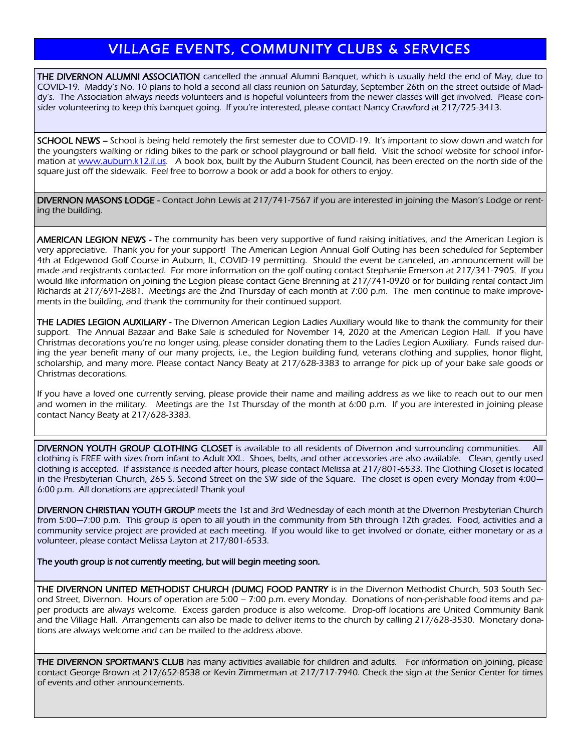# VILLAGE EVENTS, COMMUNITY CLUBS & SERVICES

**THE DIVERNON ALUMNI ASSOCIATION** *cancelled the annual Alumni Banquet, which is usually held the end of May, due to COVID-19. Maddy's No. 10 plans to hold a second all class reunion on Saturday, September 26th on the street outside of Maddy's. The Association always needs volunteers and is hopeful volunteers from the newer classes will get involved. Please consider volunteering to keep this banquet going. If you're interested, please contact Nancy Crawford at 217/725-3413.*

**SCHOOL NEWS –** *School is being held remotely the first semester due to COVID-19. It's important to slow down and watch for the youngsters walking or riding bikes to the park or school playground or ball field. Visit the school website for school information at [www.auburn.k12.il.us](www.auburn.k12.il.us). A book box, built by the Auburn Student Council, has been erected on the north side of the square just off the sidewalk. Feel free to borrow a book or add a book for others to enjoy.*

**DIVERNON MASONS LODGE -** *Contact John Lewis at 217/741-7567 if you are interested in joining the Mason's Lodge or renting the building.*

**AMERICAN LEGION NEWS -** *The community has been very supportive of fund raising initiatives, and the American Legion is very appreciative. Thank you for your support! The American Legion Annual Golf Outing has been scheduled for September 4th at Edgewood Golf Course in Auburn, IL, COVID-19 permitting. Should the event be canceled, an announcement will be made and registrants contacted. For more information on the golf outing contact Stephanie Emerson at 217/341-7905. If you would like information on joining the Legion please contact Gene Brenning at 217/741-0920 or for building rental contact Jim Richards at 217/691-2881. Meetings are the 2nd Thursday of each month at 7:00 p.m. The men continue to make improvements in the building, and thank the community for their continued support.*

**THE LADIES LEGION AUXILIARY -** *The Divernon American Legion Ladies Auxiliary would like to thank the community for their support. The Annual Bazaar and Bake Sale is scheduled for November 14, 2020 at the American Legion Hall. If you have Christmas decorations you're no longer using, please consider donating them to the Ladies Legion Auxiliary. Funds raised during the year benefit many of our many projects, i.e., the Legion building fund, veterans clothing and supplies, honor flight, scholarship, and many more. Please contact Nancy Beaty at 217/628-3383 to arrange for pick up of your bake sale goods or Christmas decorations.*

*If you have a loved one currently serving, please provide their name and mailing address as we like to reach out to our men and women in the military. Meetings are the 1st Thursday of the month at 6:00 p.m. If you are interested in joining please contact Nancy Beaty at 217/628-3383.*

**DIVERNON YOUTH GROUP CLOTHING CLOSET** *is available to all residents of Divernon and surrounding communities. All clothing is FREE with sizes from infant to Adult XXL. Shoes, belts, and other accessories are also available. Clean, gently used clothing is accepted. If assistance is needed after hours, please contact Melissa at 217/801-6533. The Clothing Closet is located in the Presbyterian Church, 265 S. Second Street on the SW side of the Square. The closet is open every Monday from 4:00—6:00 p.m. All donations are appreciated! Thank you!*

**DIVERNON CHRISTIAN YOUTH GROUP** *meets the 1st and 3rd Wednesday of each month at the Divernon Presbyterian Church from 5:00—7:00 p.m. This group is open to all youth in the community from 5th through 12th grades. Food, activities and a community service project are provided at each meeting. If you would like to get involved or donate, either monetary or as a volunteer, please contact Melissa Layton at 217/801-6533.*

**The youth group is not currently meeting, but will begin meeting soon.**

**THE DIVERNON UNITED METHODIST CHURCH (DUMC) FOOD PANTRY** *is in the Divernon Methodist Church, 503 South Second Street, Divernon. Hours of operation are 5:00 – 7:00 p.m. every Monday. Donations of non-perishable food items and paper products are always welcome. Excess garden produce is also welcome. Drop-off locations are United Community Bank and the Village Hall. Arrangements can also be made to deliver items to the church by calling 217/628-3530. Monetary donations are always welcome and can be mailed to the address above.*

**THE DIVERNON SPORTMAN'S CLUB** *has many activities available for children and adults. For information on joining, please contact George Brown at 217/652-8538 or Kevin Zimmerman at 217/717-7940. Check the sign at the Senior Center for times of events and other announcements.*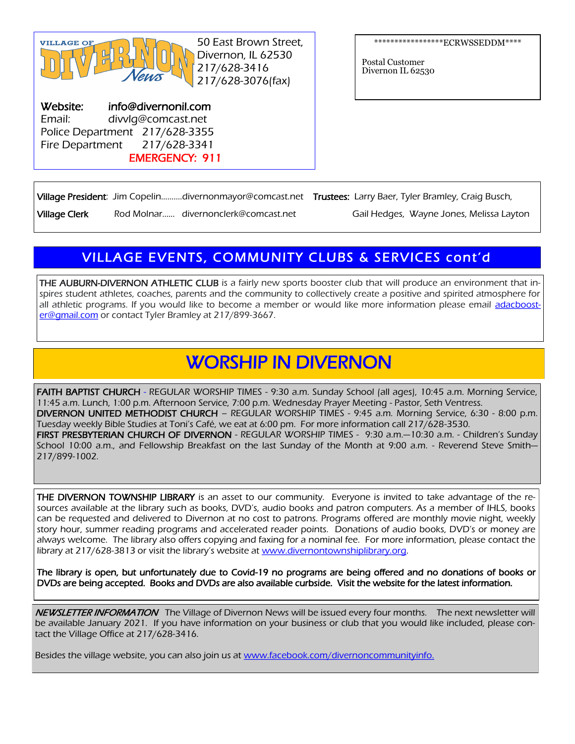VILLAGE OF DIVERNON News

50 East Brown Street,
Divernon, IL 62530
217/628-3416
217/628-3076(fax)

Website: info@divernonil.com
Email: divvlg@comcast.net
Police Department 217/628-3355
Fire Department 217/628-3341
EMERGENCY: 911

*****************ECRWSSEDDM****

Postal Customer
Divernon IL 62530

**Village President**: Jim Copelin..........divernonmayor@comcast.net **Trustees:** Larry Baer, Tyler Bramley, Craig Busch, Gail Hedges, Wayne Jones, Melissa Layton

**Village Clerk** Rod Molnar...... divernonclerk@comcast.net

## VILLAGE EVENTS, COMMUNITY CLUBS & SERVICES cont'd

**THE AUBURN-DIVERNON ATHLETIC CLUB** is a fairly new sports booster club that will produce an environment that inspires student athletes, coaches, parents and the community to collectively create a positive and spirited atmosphere for all athletic programs. If you would like to become a member or would like more information please email adacbooster@gmail.com or contact Tyler Bramley at 217/899-3667.

# WORSHIP IN DIVERNON

**FAITH BAPTIST CHURCH** - REGULAR WORSHIP TIMES - 9:30 a.m. Sunday School (all ages), 10:45 a.m. Morning Service, 11:45 a.m. Lunch, 1:00 p.m. Afternoon Service, 7:00 p.m. Wednesday Prayer Meeting - Pastor, Seth Ventress.
**DIVERNON UNITED METHODIST CHURCH** – REGULAR WORSHIP TIMES - 9:45 a.m. Morning Service, 6:30 - 8:00 p.m. Tuesday weekly Bible Studies at Toni's Café, we eat at 6:00 pm. For more information call 217/628-3530.
**FIRST PRESBYTERIAN CHURCH OF DIVERNON** - REGULAR WORSHIP TIMES - 9:30 a.m.—10:30 a.m. - Children's Sunday School 10:00 a.m., and Fellowship Breakfast on the last Sunday of the Month at 9:00 a.m. - Reverend Steve Smith—217/899-1002.

**THE DIVERNON TOWNSHIP LIBRARY** is an asset to our community. Everyone is invited to take advantage of the resources available at the library such as books, DVD's, audio books and patron computers. As a member of IHLS, books can be requested and delivered to Divernon at no cost to patrons. Programs offered are monthly movie night, weekly story hour, summer reading programs and accelerated reader points. Donations of audio books, DVD's or money are always welcome. The library also offers copying and faxing for a nominal fee. For more information, please contact the library at 217/628-3813 or visit the library's website at www.divernontownshiplibrary.org.

**The library is open, but unfortunately due to Covid-19 no programs are being offered and no donations of books or DVDs are being accepted. Books and DVDs are also available curbside. Visit the website for the latest information.**

***NEWSLETTER INFORMATION*** The Village of Divernon News will be issued every four months. The next newsletter will be available January 2021. If you have information on your business or club that you would like included, please contact the Village Office at 217/628-3416.

Besides the village website, you can also join us at www.facebook.com/divernoncommunityinfo.